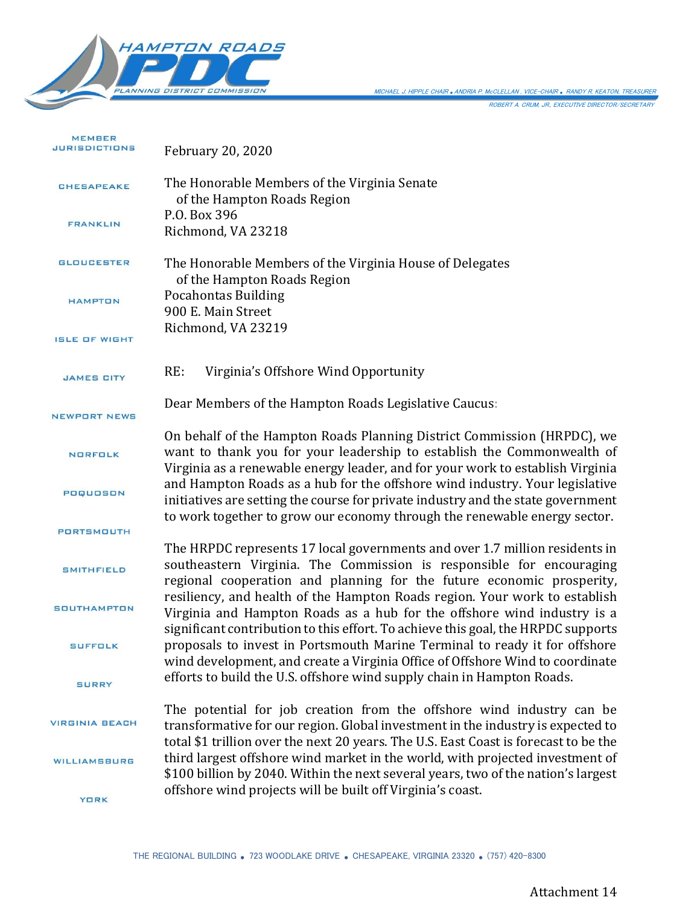HAMPTON ROADS PDC
PLANNING DISTRICT COMMISSION

MICHAEL J. HIPPLE CHAIR • ANDRIA P. McCLELLAN, VICE-CHAIR • RANDY R. KEATON, TREASURER
ROBERT A. CRUM, JR., EXECUTIVE DIRECTOR/SECRETARY

MEMBER JURISDICTIONS

CHESAPEAKE
FRANKLIN
GLOUCESTER
HAMPTON
ISLE OF WIGHT
JAMES CITY
NEWPORT NEWS
NORFOLK
POQUOSON
PORTSMOUTH
SMITHFIELD
SOUTHAMPTON
SUFFOLK
SURRY
VIRGINIA BEACH
WILLIAMSBURG
YORK

February 20, 2020

The Honorable Members of the Virginia Senate
of the Hampton Roads Region
P.O. Box 396
Richmond, VA 23218

The Honorable Members of the Virginia House of Delegates
of the Hampton Roads Region
Pocahontas Building
900 E. Main Street
Richmond, VA 23219

RE: Virginia's Offshore Wind Opportunity

Dear Members of the Hampton Roads Legislative Caucus:

On behalf of the Hampton Roads Planning District Commission (HRPDC), we want to thank you for your leadership to establish the Commonwealth of Virginia as a renewable energy leader, and for your work to establish Virginia and Hampton Roads as a hub for the offshore wind industry. Your legislative initiatives are setting the course for private industry and the state government to work together to grow our economy through the renewable energy sector.

The HRPDC represents 17 local governments and over 1.7 million residents in southeastern Virginia. The Commission is responsible for encouraging regional cooperation and planning for the future economic prosperity, resiliency, and health of the Hampton Roads region. Your work to establish Virginia and Hampton Roads as a hub for the offshore wind industry is a significant contribution to this effort. To achieve this goal, the HRPDC supports proposals to invest in Portsmouth Marine Terminal to ready it for offshore wind development, and create a Virginia Office of Offshore Wind to coordinate efforts to build the U.S. offshore wind supply chain in Hampton Roads.

The potential for job creation from the offshore wind industry can be transformative for our region. Global investment in the industry is expected to total $1 trillion over the next 20 years. The U.S. East Coast is forecast to be the third largest offshore wind market in the world, with projected investment of $100 billion by 2040. Within the next several years, two of the nation's largest offshore wind projects will be built off Virginia's coast.

THE REGIONAL BUILDING • 723 WOODLAKE DRIVE • CHESAPEAKE, VIRGINIA 23320 • (757) 420-8300

Attachment 14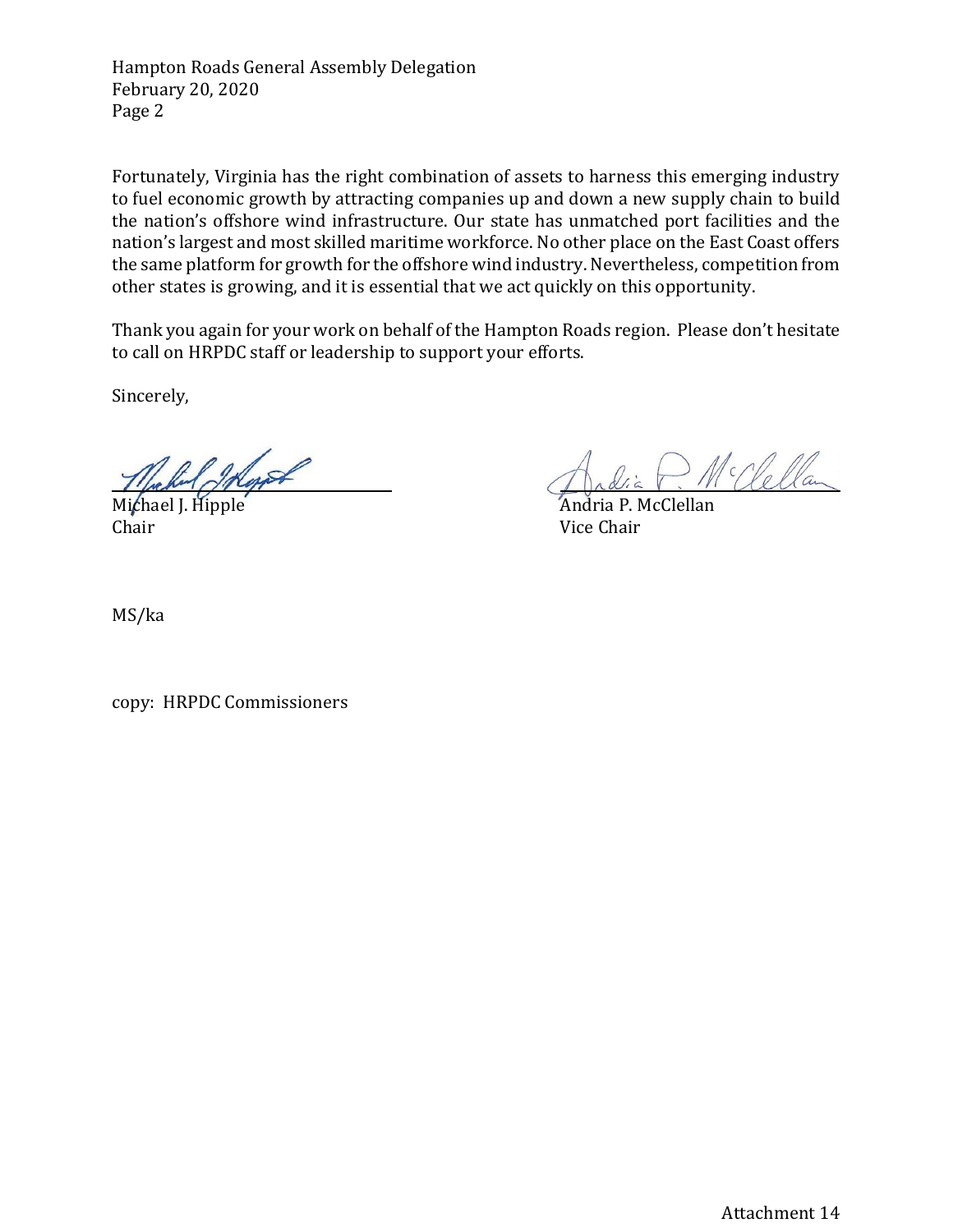Fortunately, Virginia has the right combination of assets to harness this emerging industry to fuel economic growth by attracting companies up and down a new supply chain to build the nation's offshore wind infrastructure. Our state has unmatched port facilities and the nation's largest and most skilled maritime workforce. No other place on the East Coast offers the same platform for growth for the offshore wind industry. Nevertheless, competition from other states is growing, and it is essential that we act quickly on this opportunity.

Thank you again for your work on behalf of the Hampton Roads region. Please don't hesitate to call on HRPDC staff or leadership to support your efforts.

Sincerely,

Michael J. Hipple
Chair

Andria P. McClellan
Vice Chair

MS/ka

copy: HRPDC Commissioners

Attachment 14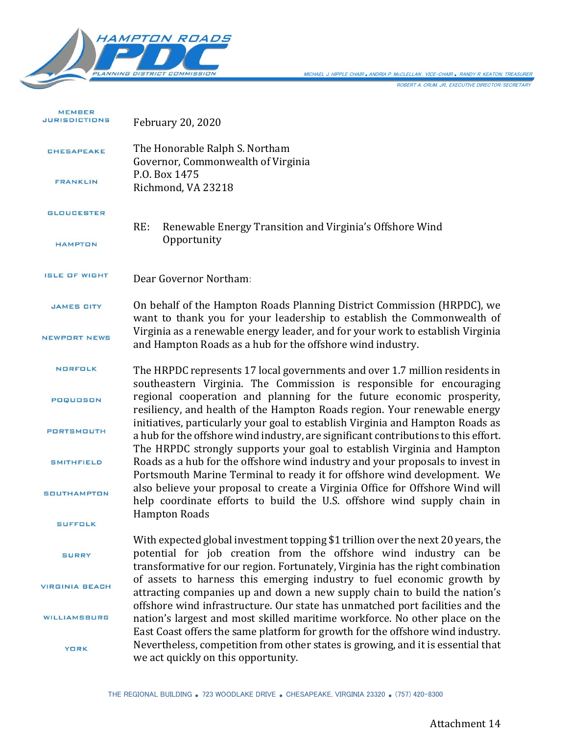**HAMPTON ROADS PDC**
PLANNING DISTRICT COMMISSION

MICHAEL J. HIPPLE CHAIR • ANDRIA P. McCLELLAN, VICE-CHAIR • RANDY R. KEATON, TREASURER
ROBERT A. CRUM, JR., EXECUTIVE DIRECTOR/SECRETARY

MEMBER JURISDICTIONS

CHESAPEAKE
FRANKLIN
GLOUCESTER
HAMPTON
ISLE OF WIGHT
JAMES CITY
NEWPORT NEWS
NORFOLK
POQUOSON
PORTSMOUTH
SMITHFIELD
SOUTHAMPTON
SUFFOLK
SURRY
VIRGINIA BEACH
WILLIAMSBURG
YORK

February 20, 2020

The Honorable Ralph S. Northam
Governor, Commonwealth of Virginia
P.O. Box 1475
Richmond, VA 23218

RE: Renewable Energy Transition and Virginia's Offshore Wind Opportunity

Dear Governor Northam:

On behalf of the Hampton Roads Planning District Commission (HRPDC), we want to thank you for your leadership to establish the Commonwealth of Virginia as a renewable energy leader, and for your work to establish Virginia and Hampton Roads as a hub for the offshore wind industry.

The HRPDC represents 17 local governments and over 1.7 million residents in southeastern Virginia. The Commission is responsible for encouraging regional cooperation and planning for the future economic prosperity, resiliency, and health of the Hampton Roads region. Your renewable energy initiatives, particularly your goal to establish Virginia and Hampton Roads as a hub for the offshore wind industry, are significant contributions to this effort. The HRPDC strongly supports your goal to establish Virginia and Hampton Roads as a hub for the offshore wind industry and your proposals to invest in Portsmouth Marine Terminal to ready it for offshore wind development. We also believe your proposal to create a Virginia Office for Offshore Wind will help coordinate efforts to build the U.S. offshore wind supply chain in Hampton Roads

With expected global investment topping $1 trillion over the next 20 years, the potential for job creation from the offshore wind industry can be transformative for our region. Fortunately, Virginia has the right combination of assets to harness this emerging industry to fuel economic growth by attracting companies up and down a new supply chain to build the nation's offshore wind infrastructure. Our state has unmatched port facilities and the nation's largest and most skilled maritime workforce. No other place on the East Coast offers the same platform for growth for the offshore wind industry. Nevertheless, competition from other states is growing, and it is essential that we act quickly on this opportunity.

THE REGIONAL BUILDING • 723 WOODLAKE DRIVE • CHESAPEAKE, VIRGINIA 23320 • (757) 420-8300

Attachment 14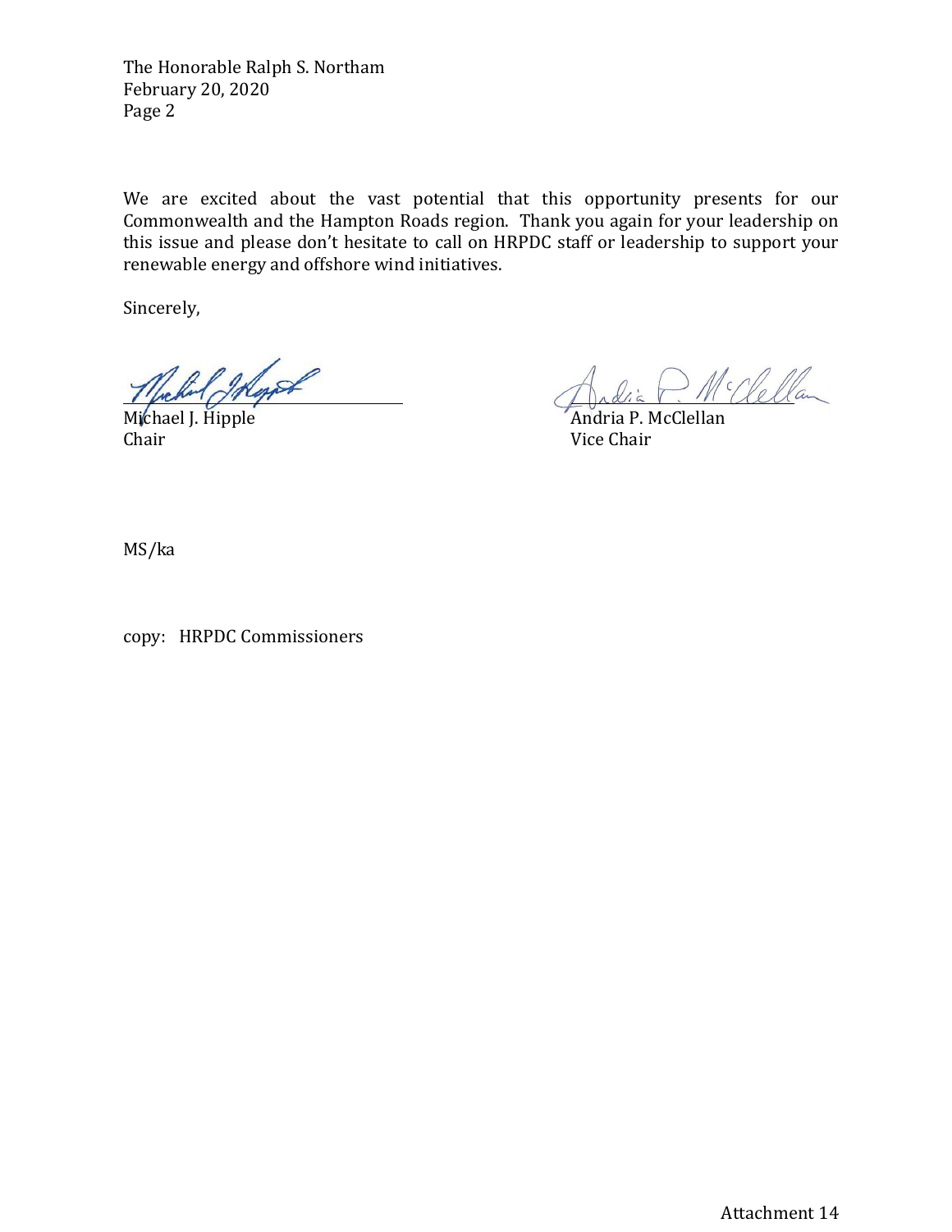The Honorable Ralph S. Northam
February 20, 2020
Page 2

We are excited about the vast potential that this opportunity presents for our Commonwealth and the Hampton Roads region. Thank you again for your leadership on this issue and please don't hesitate to call on HRPDC staff or leadership to support your renewable energy and offshore wind initiatives.

Sincerely,

| | |
|---|---|
| Michael J. Hipple | Andria P. McClellan |
| Chair | Vice Chair |

MS/ka

copy: HRPDC Commissioners

Attachment 14